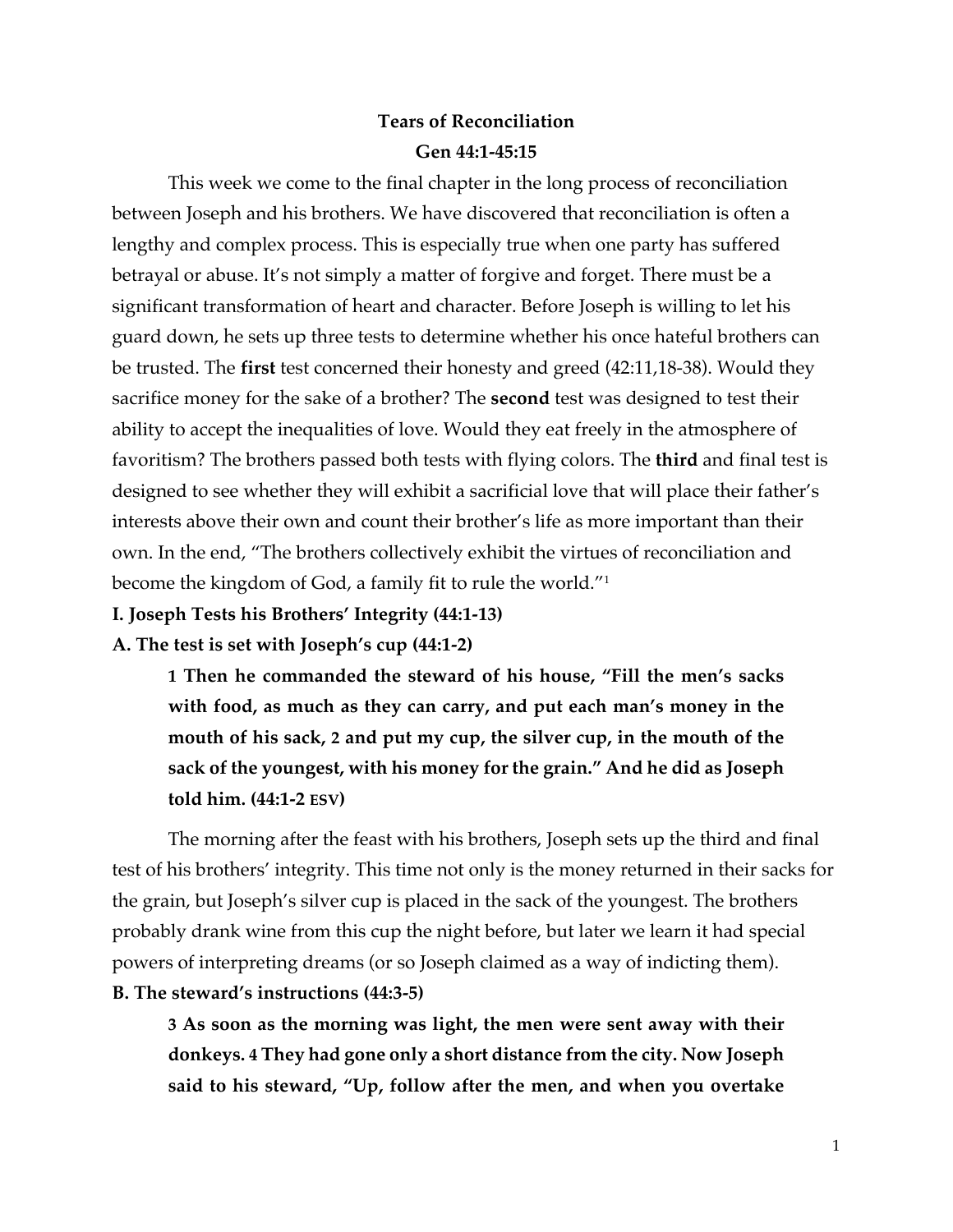**Tears of Reconciliation**

**Gen 44:1-45:15**

This week we come to the final chapter in the long process of reconciliation between Joseph and his brothers. We have discovered that reconciliation is often a lengthy and complex process. This is especially true when one party has suffered betrayal or abuse. It's not simply a matter of forgive and forget. There must be a significant transformation of heart and character. Before Joseph is willing to let his guard down, he sets up three tests to determine whether his once hateful brothers can be trusted. The **first** test concerned their honesty and greed (42:11,18-38). Would they sacrifice money for the sake of a brother? The **second** test was designed to test their ability to accept the inequalities of love. Would they eat freely in the atmosphere of favoritism? The brothers passed both tests with flying colors. The **third** and final test is designed to see whether they will exhibit a sacrificial love that will place their father's interests above their own and count their brother's life as more important than their own. In the end, "The brothers collectively exhibit the virtues of reconciliation and become the kingdom of God, a family fit to rule the world."[1]

**I. Joseph Tests his Brothers' Integrity (44:1-13)**

**A. The test is set with Joseph's cup (44:1-2)**

> **1 Then he commanded the steward of his house, "Fill the men's sacks with food, as much as they can carry, and put each man's money in the mouth of his sack, 2 and put my cup, the silver cup, in the mouth of the sack of the youngest, with his money for the grain." And he did as Joseph told him. (44:1-2 ESV)**

The morning after the feast with his brothers, Joseph sets up the third and final test of his brothers' integrity. This time not only is the money returned in their sacks for the grain, but Joseph's silver cup is placed in the sack of the youngest. The brothers probably drank wine from this cup the night before, but later we learn it had special powers of interpreting dreams (or so Joseph claimed as a way of indicting them).

**B. The steward's instructions (44:3-5)**

> **3 As soon as the morning was light, the men were sent away with their donkeys. 4 They had gone only a short distance from the city. Now Joseph said to his steward, "Up, follow after the men, and when you overtake**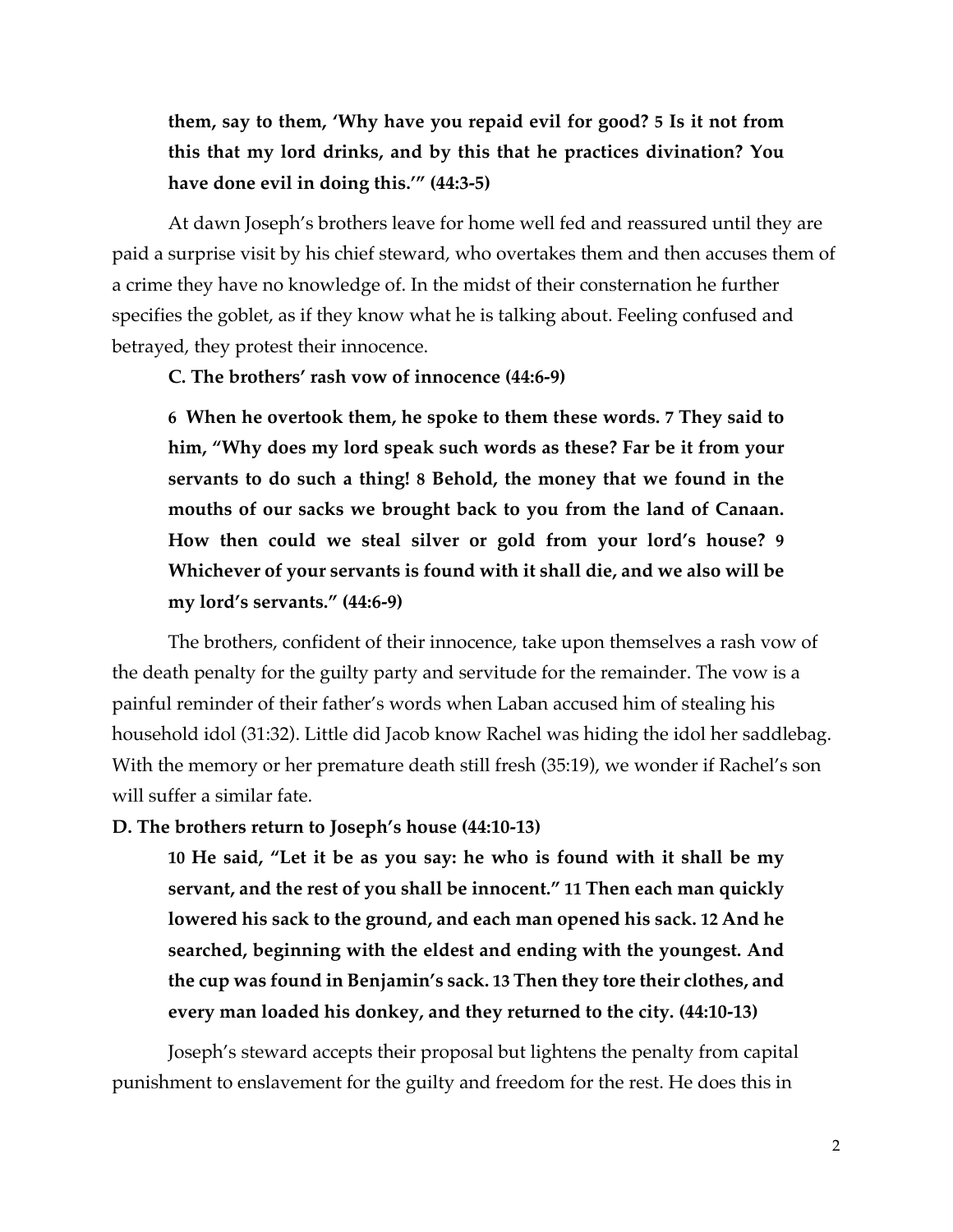**them, say to them, 'Why have you repaid evil for good? 5 Is it not from this that my lord drinks, and by this that he practices divination? You have done evil in doing this.'" (44:3-5)**

At dawn Joseph's brothers leave for home well fed and reassured until they are paid a surprise visit by his chief steward, who overtakes them and then accuses them of a crime they have no knowledge of. In the midst of their consternation he further specifies the goblet, as if they know what he is talking about. Feeling confused and betrayed, they protest their innocence.

**C. The brothers' rash vow of innocence (44:6-9)**

**6 When he overtook them, he spoke to them these words. 7 They said to him, "Why does my lord speak such words as these? Far be it from your servants to do such a thing! 8 Behold, the money that we found in the mouths of our sacks we brought back to you from the land of Canaan. How then could we steal silver or gold from your lord's house? 9 Whichever of your servants is found with it shall die, and we also will be my lord's servants." (44:6-9)**

The brothers, confident of their innocence, take upon themselves a rash vow of the death penalty for the guilty party and servitude for the remainder. The vow is a painful reminder of their father's words when Laban accused him of stealing his household idol (31:32). Little did Jacob know Rachel was hiding the idol her saddlebag. With the memory or her premature death still fresh (35:19), we wonder if Rachel's son will suffer a similar fate.

**D. The brothers return to Joseph's house (44:10-13)**

**10 He said, "Let it be as you say: he who is found with it shall be my servant, and the rest of you shall be innocent." 11 Then each man quickly lowered his sack to the ground, and each man opened his sack. 12 And he searched, beginning with the eldest and ending with the youngest. And the cup was found in Benjamin's sack. 13 Then they tore their clothes, and every man loaded his donkey, and they returned to the city. (44:10-13)**

Joseph's steward accepts their proposal but lightens the penalty from capital punishment to enslavement for the guilty and freedom for the rest. He does this in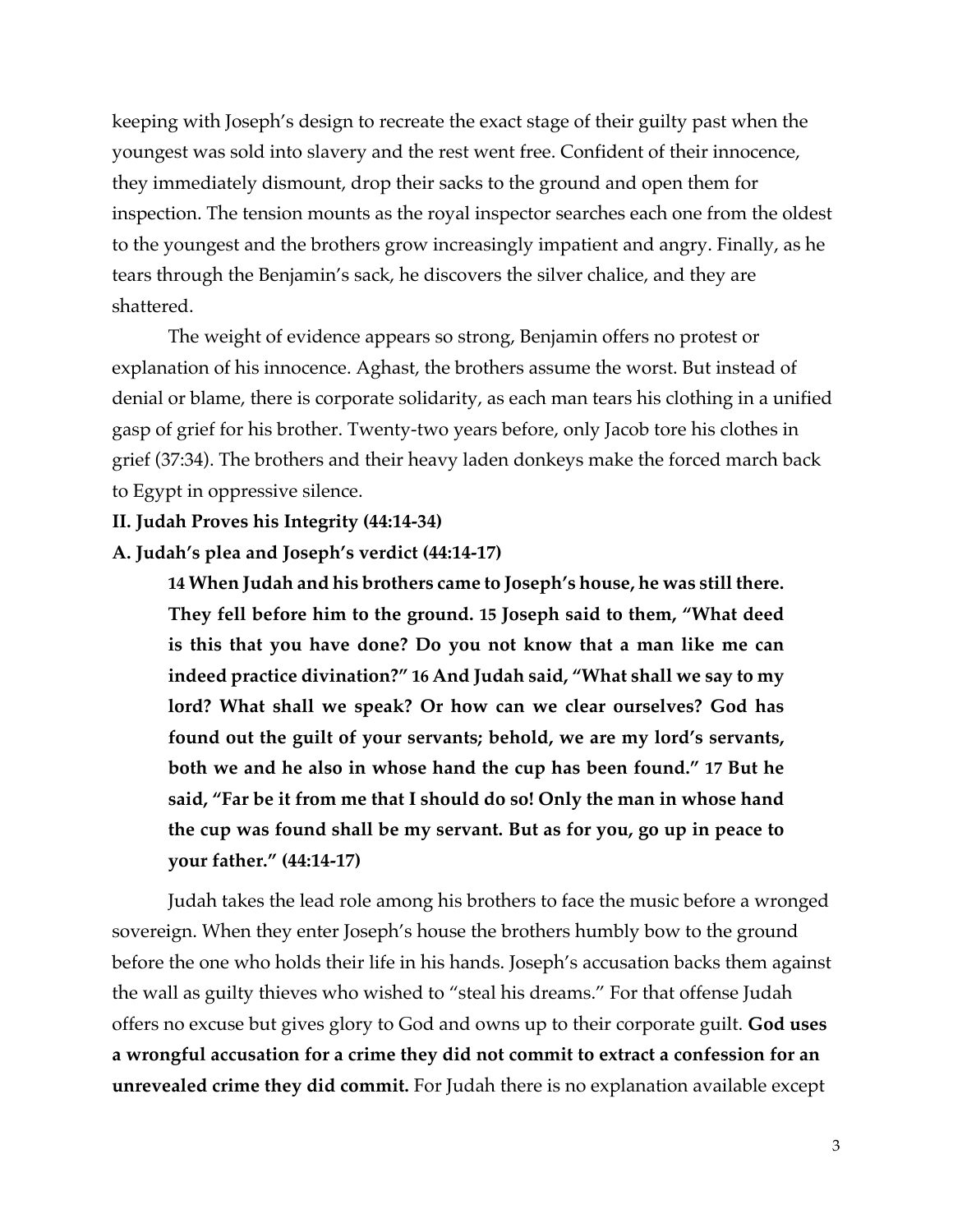keeping with Joseph's design to recreate the exact stage of their guilty past when the youngest was sold into slavery and the rest went free. Confident of their innocence, they immediately dismount, drop their sacks to the ground and open them for inspection. The tension mounts as the royal inspector searches each one from the oldest to the youngest and the brothers grow increasingly impatient and angry. Finally, as he tears through the Benjamin's sack, he discovers the silver chalice, and they are shattered.

The weight of evidence appears so strong, Benjamin offers no protest or explanation of his innocence. Aghast, the brothers assume the worst. But instead of denial or blame, there is corporate solidarity, as each man tears his clothing in a unified gasp of grief for his brother. Twenty-two years before, only Jacob tore his clothes in grief (37:34). The brothers and their heavy laden donkeys make the forced march back to Egypt in oppressive silence.

**II. Judah Proves his Integrity (44:14-34)**

**A. Judah's plea and Joseph's verdict (44:14-17)**

> **14 When Judah and his brothers came to Joseph's house, he was still there. They fell before him to the ground. 15 Joseph said to them, "What deed is this that you have done? Do you not know that a man like me can indeed practice divination?" 16 And Judah said, "What shall we say to my lord? What shall we speak? Or how can we clear ourselves? God has found out the guilt of your servants; behold, we are my lord's servants, both we and he also in whose hand the cup has been found." 17 But he said, "Far be it from me that I should do so! Only the man in whose hand the cup was found shall be my servant. But as for you, go up in peace to your father." (44:14-17)**

Judah takes the lead role among his brothers to face the music before a wronged sovereign. When they enter Joseph's house the brothers humbly bow to the ground before the one who holds their life in his hands. Joseph's accusation backs them against the wall as guilty thieves who wished to "steal his dreams." For that offense Judah offers no excuse but gives glory to God and owns up to their corporate guilt. **God uses a wrongful accusation for a crime they did not commit to extract a confession for an unrevealed crime they did commit.** For Judah there is no explanation available except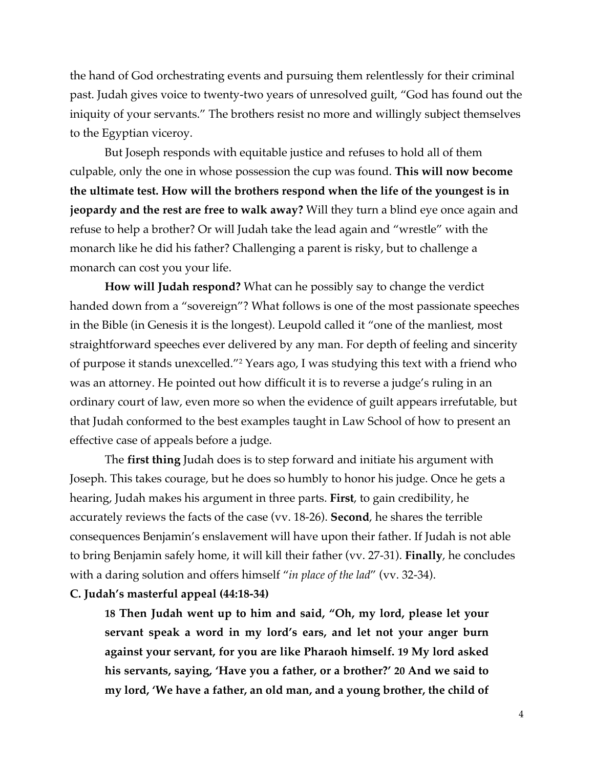the hand of God orchestrating events and pursuing them relentlessly for their criminal past. Judah gives voice to twenty-two years of unresolved guilt, "God has found out the iniquity of your servants." The brothers resist no more and willingly subject themselves to the Egyptian viceroy.

But Joseph responds with equitable justice and refuses to hold all of them culpable, only the one in whose possession the cup was found. **This will now become the ultimate test. How will the brothers respond when the life of the youngest is in jeopardy and the rest are free to walk away?** Will they turn a blind eye once again and refuse to help a brother? Or will Judah take the lead again and "wrestle" with the monarch like he did his father? Challenging a parent is risky, but to challenge a monarch can cost you your life.

**How will Judah respond?** What can he possibly say to change the verdict handed down from a "sovereign"? What follows is one of the most passionate speeches in the Bible (in Genesis it is the longest). Leupold called it "one of the manliest, most straightforward speeches ever delivered by any man. For depth of feeling and sincerity of purpose it stands unexcelled."[2] Years ago, I was studying this text with a friend who was an attorney. He pointed out how difficult it is to reverse a judge's ruling in an ordinary court of law, even more so when the evidence of guilt appears irrefutable, but that Judah conformed to the best examples taught in Law School of how to present an effective case of appeals before a judge.

The **first thing** Judah does is to step forward and initiate his argument with Joseph. This takes courage, but he does so humbly to honor his judge. Once he gets a hearing, Judah makes his argument in three parts. **First**, to gain credibility, he accurately reviews the facts of the case (vv. 18-26). **Second**, he shares the terrible consequences Benjamin's enslavement will have upon their father. If Judah is not able to bring Benjamin safely home, it will kill their father (vv. 27-31). **Finally**, he concludes with a daring solution and offers himself "*in place of the lad*" (vv. 32-34).

**C. Judah's masterful appeal (44:18-34)**

> **18 Then Judah went up to him and said, "Oh, my lord, please let your servant speak a word in my lord's ears, and let not your anger burn against your servant, for you are like Pharaoh himself. 19 My lord asked his servants, saying, 'Have you a father, or a brother?' 20 And we said to my lord, 'We have a father, an old man, and a young brother, the child of**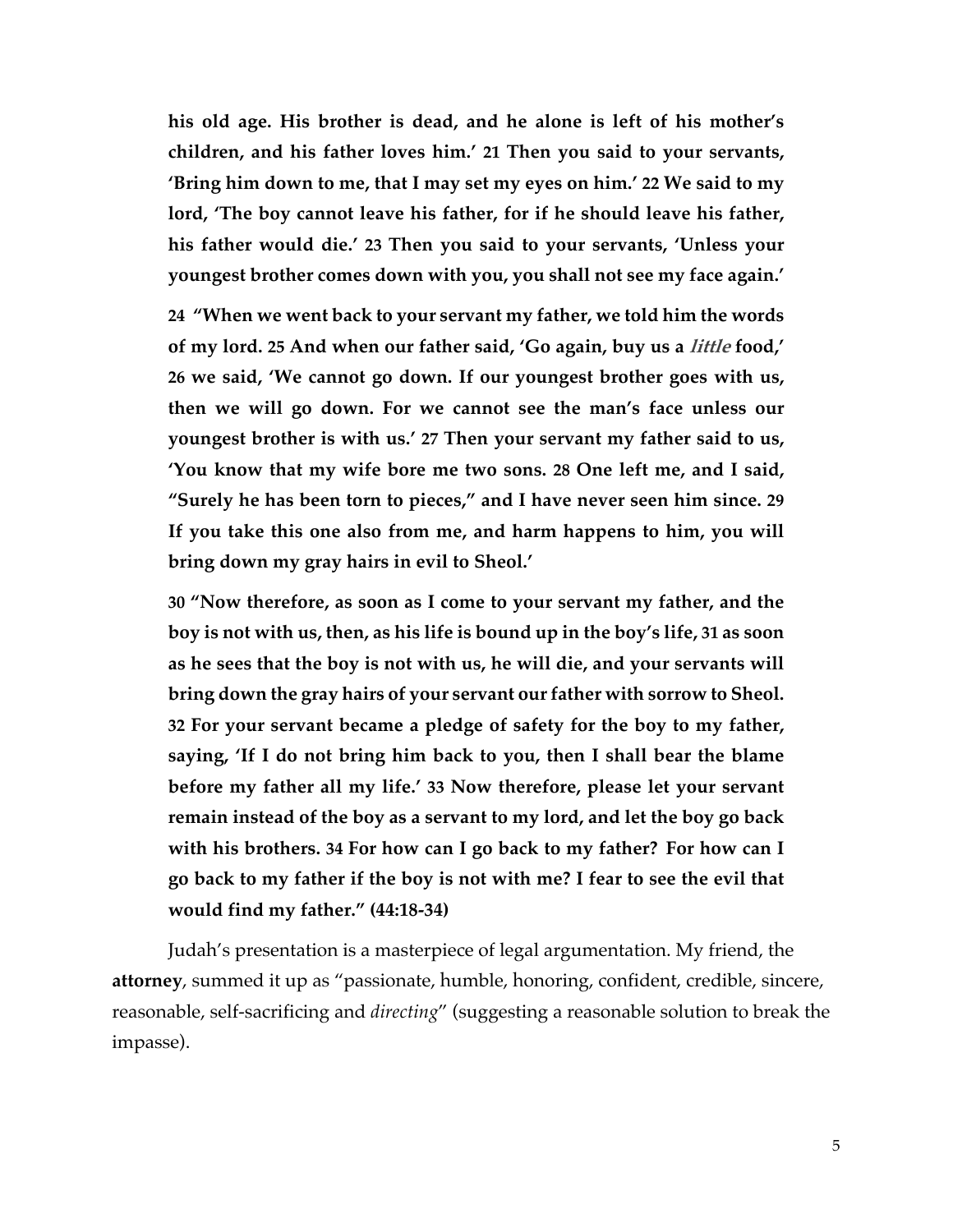**his old age. His brother is dead, and he alone is left of his mother's children, and his father loves him.' 21 Then you said to your servants, 'Bring him down to me, that I may set my eyes on him.' 22 We said to my lord, 'The boy cannot leave his father, for if he should leave his father, his father would die.' 23 Then you said to your servants, 'Unless your youngest brother comes down with you, you shall not see my face again.'**

**24 "When we went back to your servant my father, we told him the words of my lord. 25 And when our father said, 'Go again, buy us a *little* food,' 26 we said, 'We cannot go down. If our youngest brother goes with us, then we will go down. For we cannot see the man's face unless our youngest brother is with us.' 27 Then your servant my father said to us, 'You know that my wife bore me two sons. 28 One left me, and I said, "Surely he has been torn to pieces," and I have never seen him since. 29 If you take this one also from me, and harm happens to him, you will bring down my gray hairs in evil to Sheol.'**

**30 "Now therefore, as soon as I come to your servant my father, and the boy is not with us, then, as his life is bound up in the boy's life, 31 as soon as he sees that the boy is not with us, he will die, and your servants will bring down the gray hairs of your servant our father with sorrow to Sheol. 32 For your servant became a pledge of safety for the boy to my father, saying, 'If I do not bring him back to you, then I shall bear the blame before my father all my life.' 33 Now therefore, please let your servant remain instead of the boy as a servant to my lord, and let the boy go back with his brothers. 34 For how can I go back to my father? For how can I go back to my father if the boy is not with me? I fear to see the evil that would find my father." (44:18-34)**

Judah's presentation is a masterpiece of legal argumentation. My friend, the **attorney**, summed it up as "passionate, humble, honoring, confident, credible, sincere, reasonable, self-sacrificing and *directing*" (suggesting a reasonable solution to break the impasse).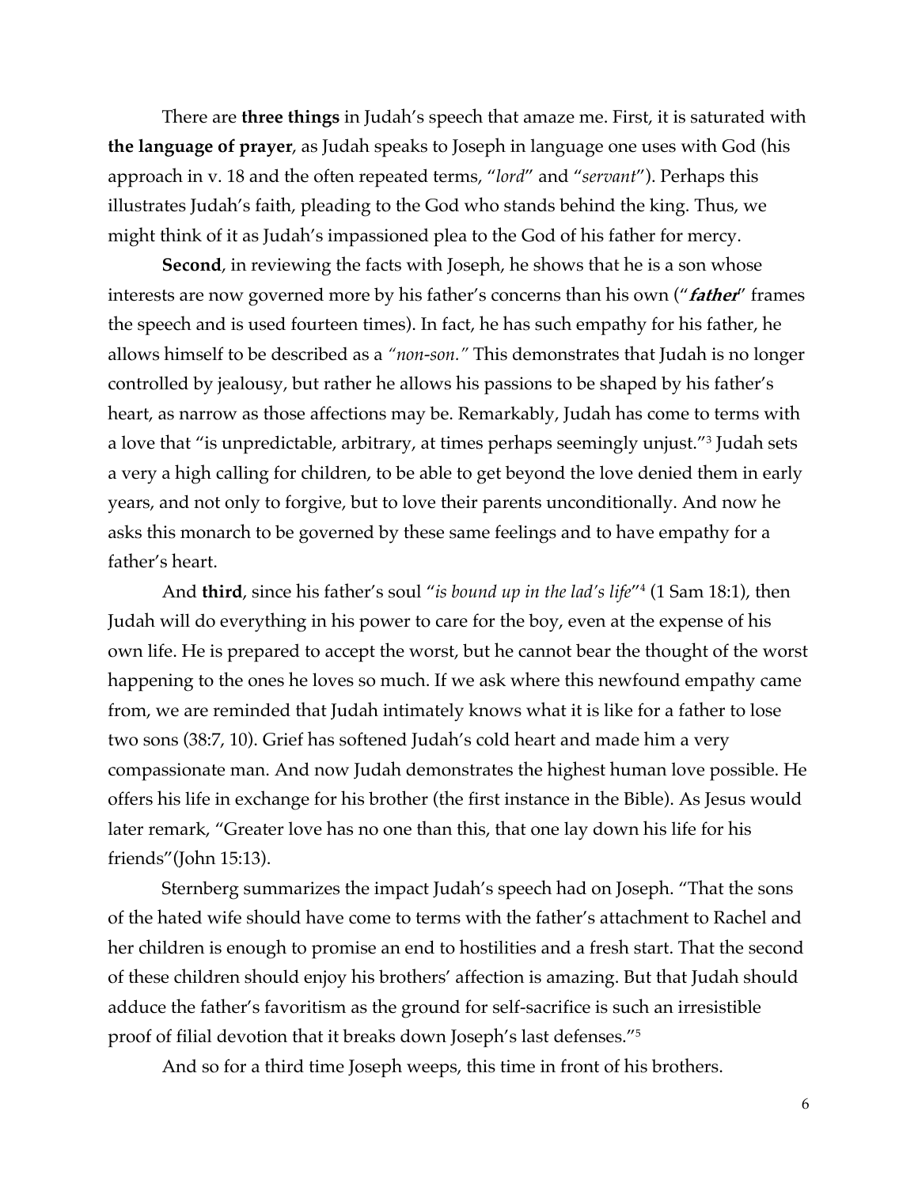There are **three things** in Judah's speech that amaze me. First, it is saturated with **the language of prayer**, as Judah speaks to Joseph in language one uses with God (his approach in v. 18 and the often repeated terms, "*lord*" and "*servant*"). Perhaps this illustrates Judah's faith, pleading to the God who stands behind the king. Thus, we might think of it as Judah's impassioned plea to the God of his father for mercy.

**Second**, in reviewing the facts with Joseph, he shows that he is a son whose interests are now governed more by his father's concerns than his own ("***father***" frames the speech and is used fourteen times). In fact, he has such empathy for his father, he allows himself to be described as a *"non-son."* This demonstrates that Judah is no longer controlled by jealousy, but rather he allows his passions to be shaped by his father's heart, as narrow as those affections may be. Remarkably, Judah has come to terms with a love that "is unpredictable, arbitrary, at times perhaps seemingly unjust."[3] Judah sets a very a high calling for children, to be able to get beyond the love denied them in early years, and not only to forgive, but to love their parents unconditionally. And now he asks this monarch to be governed by these same feelings and to have empathy for a father's heart.

And **third**, since his father's soul "*is bound up in the lad's life*"[4] (1 Sam 18:1), then Judah will do everything in his power to care for the boy, even at the expense of his own life. He is prepared to accept the worst, but he cannot bear the thought of the worst happening to the ones he loves so much. If we ask where this newfound empathy came from, we are reminded that Judah intimately knows what it is like for a father to lose two sons (38:7, 10). Grief has softened Judah's cold heart and made him a very compassionate man. And now Judah demonstrates the highest human love possible. He offers his life in exchange for his brother (the first instance in the Bible). As Jesus would later remark, "Greater love has no one than this, that one lay down his life for his friends"(John 15:13).

Sternberg summarizes the impact Judah's speech had on Joseph. "That the sons of the hated wife should have come to terms with the father's attachment to Rachel and her children is enough to promise an end to hostilities and a fresh start. That the second of these children should enjoy his brothers' affection is amazing. But that Judah should adduce the father's favoritism as the ground for self-sacrifice is such an irresistible proof of filial devotion that it breaks down Joseph's last defenses."[5]

And so for a third time Joseph weeps, this time in front of his brothers.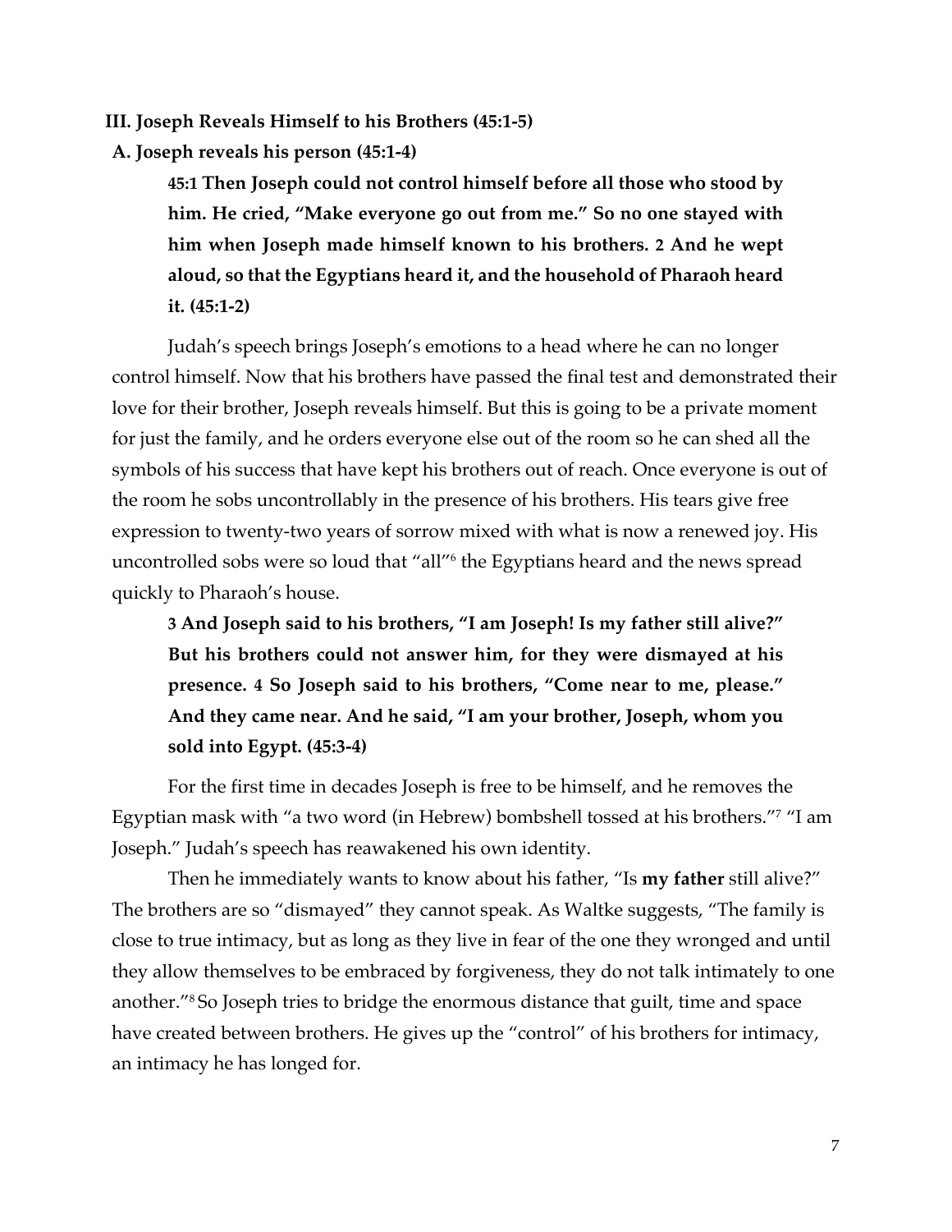### III. Joseph Reveals Himself to his Brothers (45:1-5)

#### A. Joseph reveals his person (45:1-4)

> **45:1 Then Joseph could not control himself before all those who stood by him. He cried, "Make everyone go out from me." So no one stayed with him when Joseph made himself known to his brothers. 2 And he wept aloud, so that the Egyptians heard it, and the household of Pharaoh heard it. (45:1-2)**

Judah's speech brings Joseph's emotions to a head where he can no longer control himself. Now that his brothers have passed the final test and demonstrated their love for their brother, Joseph reveals himself. But this is going to be a private moment for just the family, and he orders everyone else out of the room so he can shed all the symbols of his success that have kept his brothers out of reach. Once everyone is out of the room he sobs uncontrollably in the presence of his brothers. His tears give free expression to twenty-two years of sorrow mixed with what is now a renewed joy. His uncontrolled sobs were so loud that "all"[6] the Egyptians heard and the news spread quickly to Pharaoh's house.

> **3 And Joseph said to his brothers, "I am Joseph! Is my father still alive?" But his brothers could not answer him, for they were dismayed at his presence. 4 So Joseph said to his brothers, "Come near to me, please." And they came near. And he said, "I am your brother, Joseph, whom you sold into Egypt. (45:3-4)**

For the first time in decades Joseph is free to be himself, and he removes the Egyptian mask with "a two word (in Hebrew) bombshell tossed at his brothers."[7] "I am Joseph." Judah's speech has reawakened his own identity.

Then he immediately wants to know about his father, "Is **my father** still alive?" The brothers are so "dismayed" they cannot speak. As Waltke suggests, "The family is close to true intimacy, but as long as they live in fear of the one they wronged and until they allow themselves to be embraced by forgiveness, they do not talk intimately to one another."[8] So Joseph tries to bridge the enormous distance that guilt, time and space have created between brothers. He gives up the "control" of his brothers for intimacy, an intimacy he has longed for.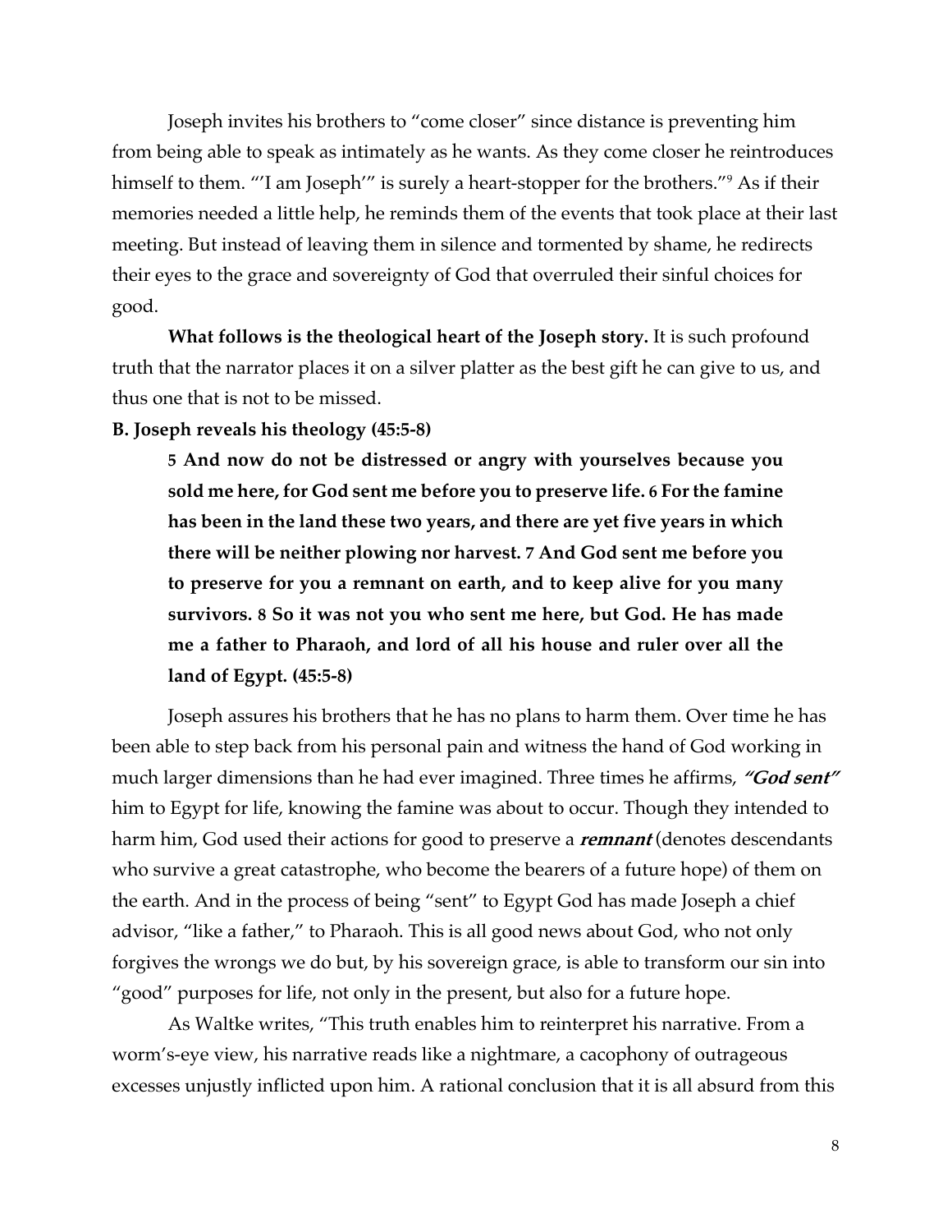Joseph invites his brothers to "come closer" since distance is preventing him from being able to speak as intimately as he wants. As they come closer he reintroduces himself to them. "'I am Joseph'" is surely a heart-stopper for the brothers."[9] As if their memories needed a little help, he reminds them of the events that took place at their last meeting. But instead of leaving them in silence and tormented by shame, he redirects their eyes to the grace and sovereignty of God that overruled their sinful choices for good.

**What follows is the theological heart of the Joseph story.** It is such profound truth that the narrator places it on a silver platter as the best gift he can give to us, and thus one that is not to be missed.

**B. Joseph reveals his theology (45:5-8)**

> **5 And now do not be distressed or angry with yourselves because you sold me here, for God sent me before you to preserve life. 6 For the famine has been in the land these two years, and there are yet five years in which there will be neither plowing nor harvest. 7 And God sent me before you to preserve for you a remnant on earth, and to keep alive for you many survivors. 8 So it was not you who sent me here, but God. He has made me a father to Pharaoh, and lord of all his house and ruler over all the land of Egypt. (45:5-8)**

Joseph assures his brothers that he has no plans to harm them. Over time he has been able to step back from his personal pain and witness the hand of God working in much larger dimensions than he had ever imagined. Three times he affirms, ***"God sent"*** him to Egypt for life, knowing the famine was about to occur. Though they intended to harm him, God used their actions for good to preserve a ***remnant*** (denotes descendants who survive a great catastrophe, who become the bearers of a future hope) of them on the earth. And in the process of being "sent" to Egypt God has made Joseph a chief advisor, "like a father," to Pharaoh. This is all good news about God, who not only forgives the wrongs we do but, by his sovereign grace, is able to transform our sin into "good" purposes for life, not only in the present, but also for a future hope.

As Waltke writes, "This truth enables him to reinterpret his narrative. From a worm's-eye view, his narrative reads like a nightmare, a cacophony of outrageous excesses unjustly inflicted upon him. A rational conclusion that it is all absurd from this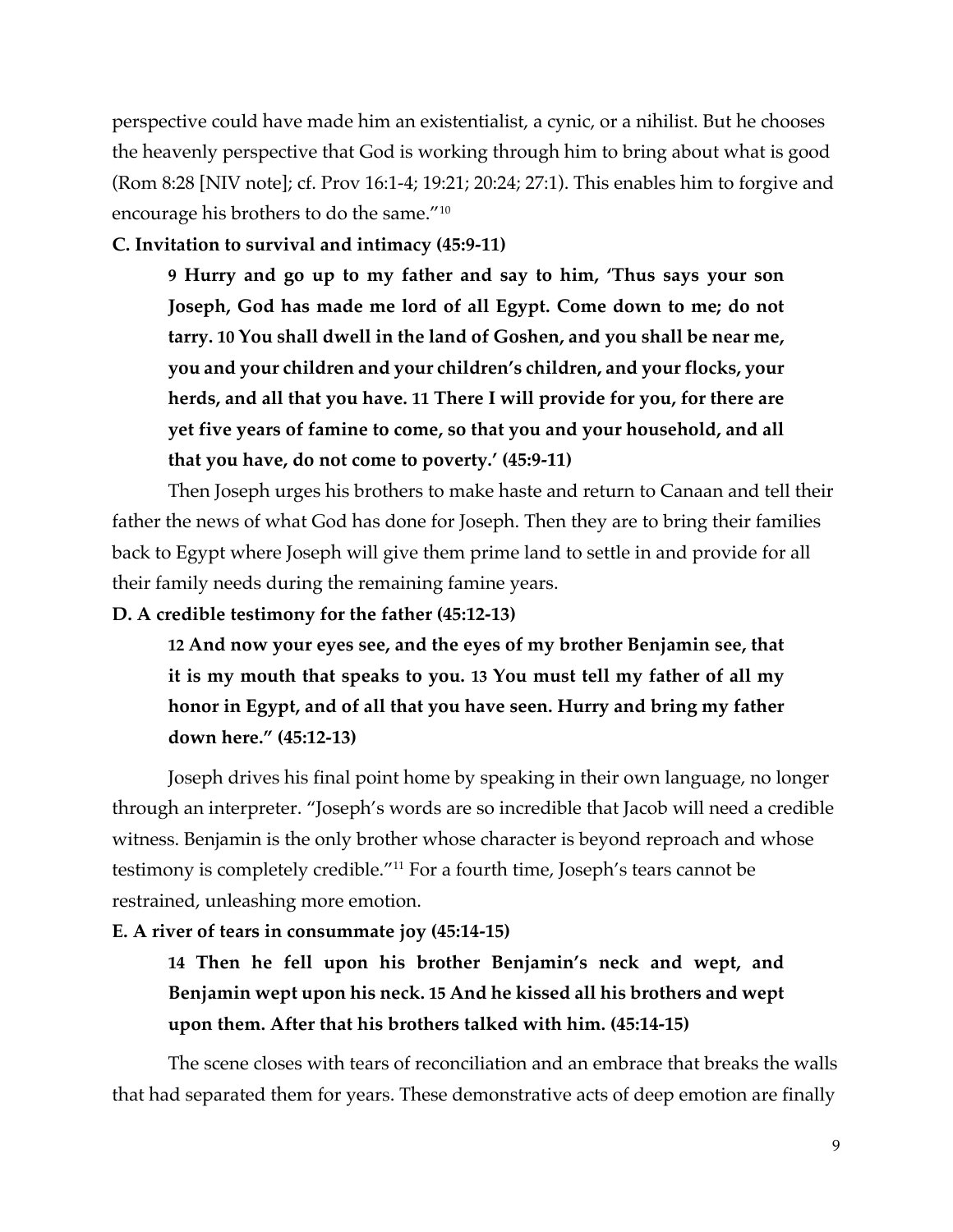perspective could have made him an existentialist, a cynic, or a nihilist. But he chooses the heavenly perspective that God is working through him to bring about what is good (Rom 8:28 [NIV note]; cf. Prov 16:1-4; 19:21; 20:24; 27:1). This enables him to forgive and encourage his brothers to do the same."[10]

**C. Invitation to survival and intimacy (45:9-11)**

> **9 Hurry and go up to my father and say to him, 'Thus says your son Joseph, God has made me lord of all Egypt. Come down to me; do not tarry. 10 You shall dwell in the land of Goshen, and you shall be near me, you and your children and your children's children, and your flocks, your herds, and all that you have. 11 There I will provide for you, for there are yet five years of famine to come, so that you and your household, and all that you have, do not come to poverty.' (45:9-11)**

Then Joseph urges his brothers to make haste and return to Canaan and tell their father the news of what God has done for Joseph. Then they are to bring their families back to Egypt where Joseph will give them prime land to settle in and provide for all their family needs during the remaining famine years.

**D. A credible testimony for the father (45:12-13)**

> **12 And now your eyes see, and the eyes of my brother Benjamin see, that it is my mouth that speaks to you. 13 You must tell my father of all my honor in Egypt, and of all that you have seen. Hurry and bring my father down here." (45:12-13)**

Joseph drives his final point home by speaking in their own language, no longer through an interpreter. "Joseph's words are so incredible that Jacob will need a credible witness. Benjamin is the only brother whose character is beyond reproach and whose testimony is completely credible."[11] For a fourth time, Joseph's tears cannot be restrained, unleashing more emotion.

**E. A river of tears in consummate joy (45:14-15)**

> **14 Then he fell upon his brother Benjamin's neck and wept, and Benjamin wept upon his neck. 15 And he kissed all his brothers and wept upon them. After that his brothers talked with him. (45:14-15)**

The scene closes with tears of reconciliation and an embrace that breaks the walls that had separated them for years. These demonstrative acts of deep emotion are finally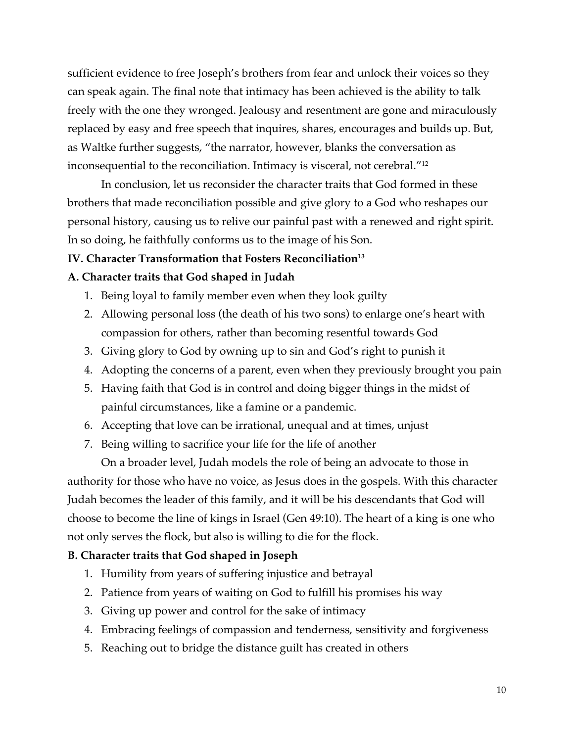sufficient evidence to free Joseph's brothers from fear and unlock their voices so they can speak again. The final note that intimacy has been achieved is the ability to talk freely with the one they wronged. Jealousy and resentment are gone and miraculously replaced by easy and free speech that inquires, shares, encourages and builds up. But, as Waltke further suggests, "the narrator, however, blanks the conversation as inconsequential to the reconciliation. Intimacy is visceral, not cerebral."[12]

In conclusion, let us reconsider the character traits that God formed in these brothers that made reconciliation possible and give glory to a God who reshapes our personal history, causing us to relive our painful past with a renewed and right spirit. In so doing, he faithfully conforms us to the image of his Son.

**IV. Character Transformation that Fosters Reconciliation[13]**

**A. Character traits that God shaped in Judah**

1. Being loyal to family member even when they look guilty
2. Allowing personal loss (the death of his two sons) to enlarge one's heart with compassion for others, rather than becoming resentful towards God
3. Giving glory to God by owning up to sin and God's right to punish it
4. Adopting the concerns of a parent, even when they previously brought you pain
5. Having faith that God is in control and doing bigger things in the midst of painful circumstances, like a famine or a pandemic.
6. Accepting that love can be irrational, unequal and at times, unjust
7. Being willing to sacrifice your life for the life of another

On a broader level, Judah models the role of being an advocate to those in authority for those who have no voice, as Jesus does in the gospels. With this character Judah becomes the leader of this family, and it will be his descendants that God will choose to become the line of kings in Israel (Gen 49:10). The heart of a king is one who not only serves the flock, but also is willing to die for the flock.

**B. Character traits that God shaped in Joseph**

1. Humility from years of suffering injustice and betrayal
2. Patience from years of waiting on God to fulfill his promises his way
3. Giving up power and control for the sake of intimacy
4. Embracing feelings of compassion and tenderness, sensitivity and forgiveness
5. Reaching out to bridge the distance guilt has created in others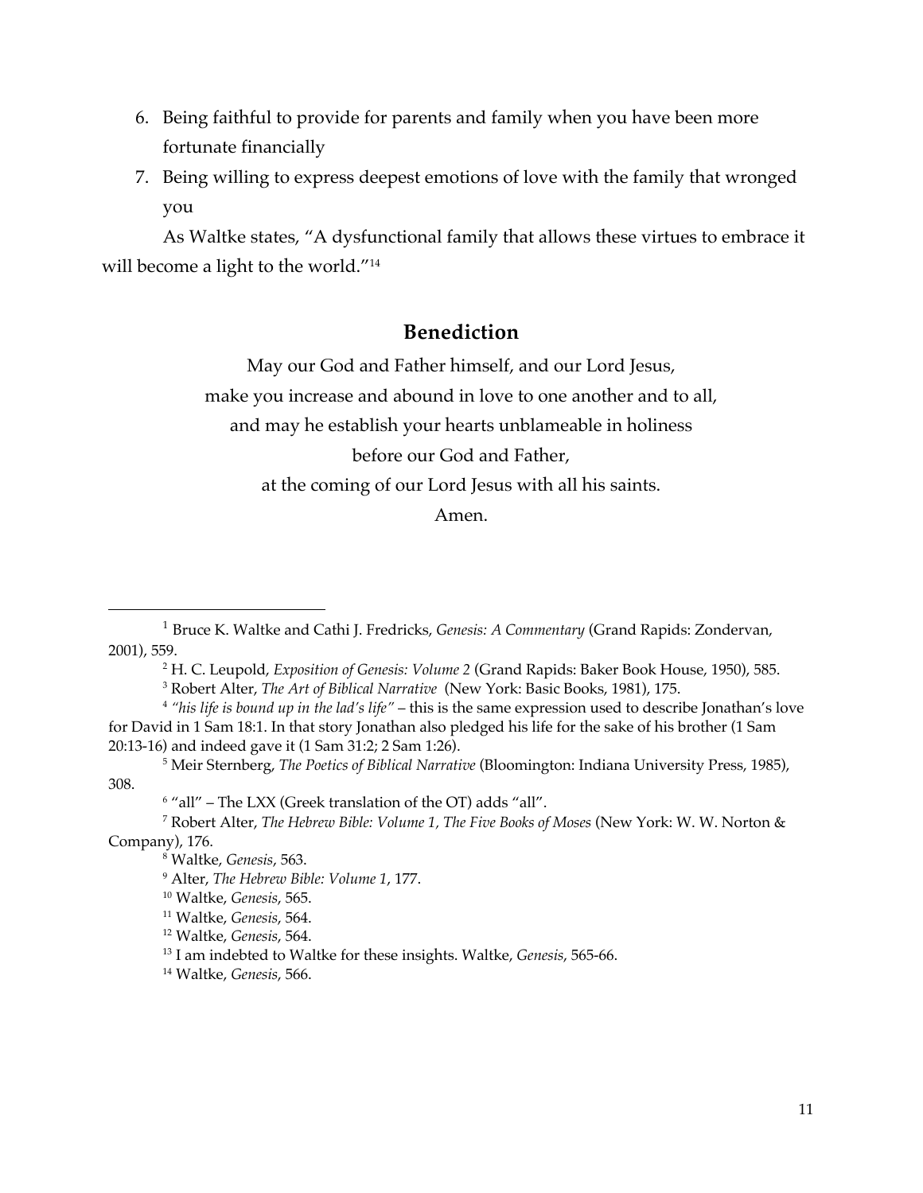6. Being faithful to provide for parents and family when you have been more fortunate financially
7. Being willing to express deepest emotions of love with the family that wronged you

As Waltke states, "A dysfunctional family that allows these virtues to embrace it will become a light to the world."[14]

## Benediction

May our God and Father himself, and our Lord Jesus,
make you increase and abound in love to one another and to all,
and may he establish your hearts unblameable in holiness
before our God and Father,
at the coming of our Lord Jesus with all his saints.
Amen.

---

[1] Bruce K. Waltke and Cathi J. Fredricks, *Genesis: A Commentary* (Grand Rapids: Zondervan, 2001), 559.

[2] H. C. Leupold, *Exposition of Genesis: Volume 2* (Grand Rapids: Baker Book House, 1950), 585.

[3] Robert Alter, *The Art of Biblical Narrative* (New York: Basic Books, 1981), 175.

[4] *"his life is bound up in the lad's life"* – this is the same expression used to describe Jonathan's love for David in 1 Sam 18:1. In that story Jonathan also pledged his life for the sake of his brother (1 Sam 20:13-16) and indeed gave it (1 Sam 31:2; 2 Sam 1:26).

[5] Meir Sternberg, *The Poetics of Biblical Narrative* (Bloomington: Indiana University Press, 1985), 308.

[6] "all" – The LXX (Greek translation of the OT) adds "all".

[7] Robert Alter, *The Hebrew Bible: Volume 1, The Five Books of Moses* (New York: W. W. Norton & Company), 176.

[8] Waltke, *Genesis*, 563.

[9] Alter, *The Hebrew Bible: Volume 1*, 177.

[10] Waltke, *Genesis*, 565.

[11] Waltke, *Genesis*, 564.

[12] Waltke, *Genesis*, 564.

[13] I am indebted to Waltke for these insights. Waltke, *Genesis*, 565-66.

[14] Waltke, *Genesis*, 566.